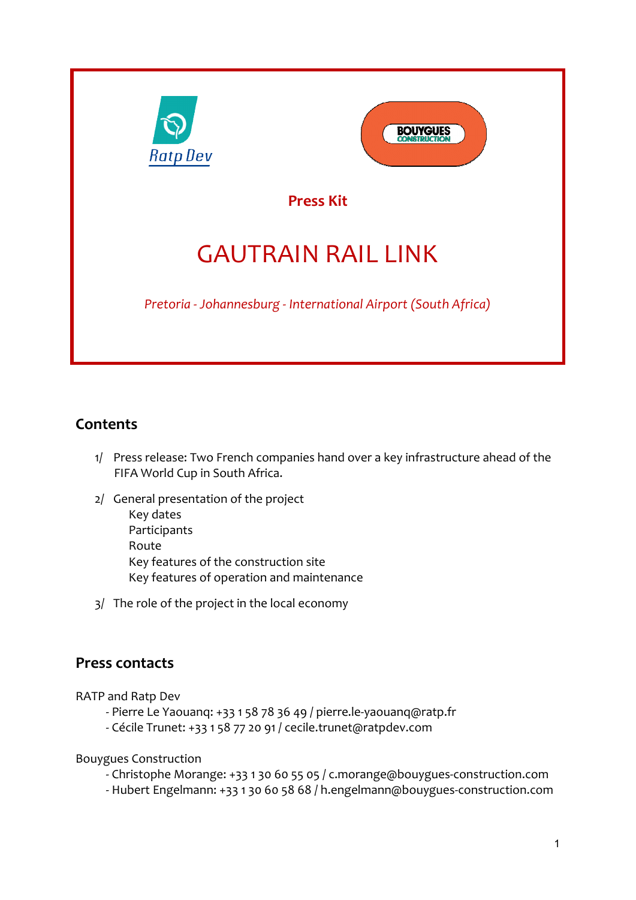Ratp Dev

BOUYGUES CONSTRUCTION

**Press Kit**

# GAUTRAIN RAIL LINK

*Pretoria - Johannesburg - International Airport (South Africa)*

## Contents

1/ Press release: Two French companies hand over a key infrastructure ahead of the FIFA World Cup in South Africa.

2/ General presentation of the project
- Key dates
- Participants
- Route
- Key features of the construction site
- Key features of operation and maintenance

3/ The role of the project in the local economy

## Press contacts

RATP and Ratp Dev
- Pierre Le Yaouanq: +33 1 58 78 36 49 / pierre.le-yaouanq@ratp.fr
- Cécile Trunet: +33 1 58 77 20 91 / cecile.trunet@ratpdev.com

Bouygues Construction
- Christophe Morange: +33 1 30 60 55 05 / c.morange@bouygues-construction.com
- Hubert Engelmann: +33 1 30 60 58 68 / h.engelmann@bouygues-construction.com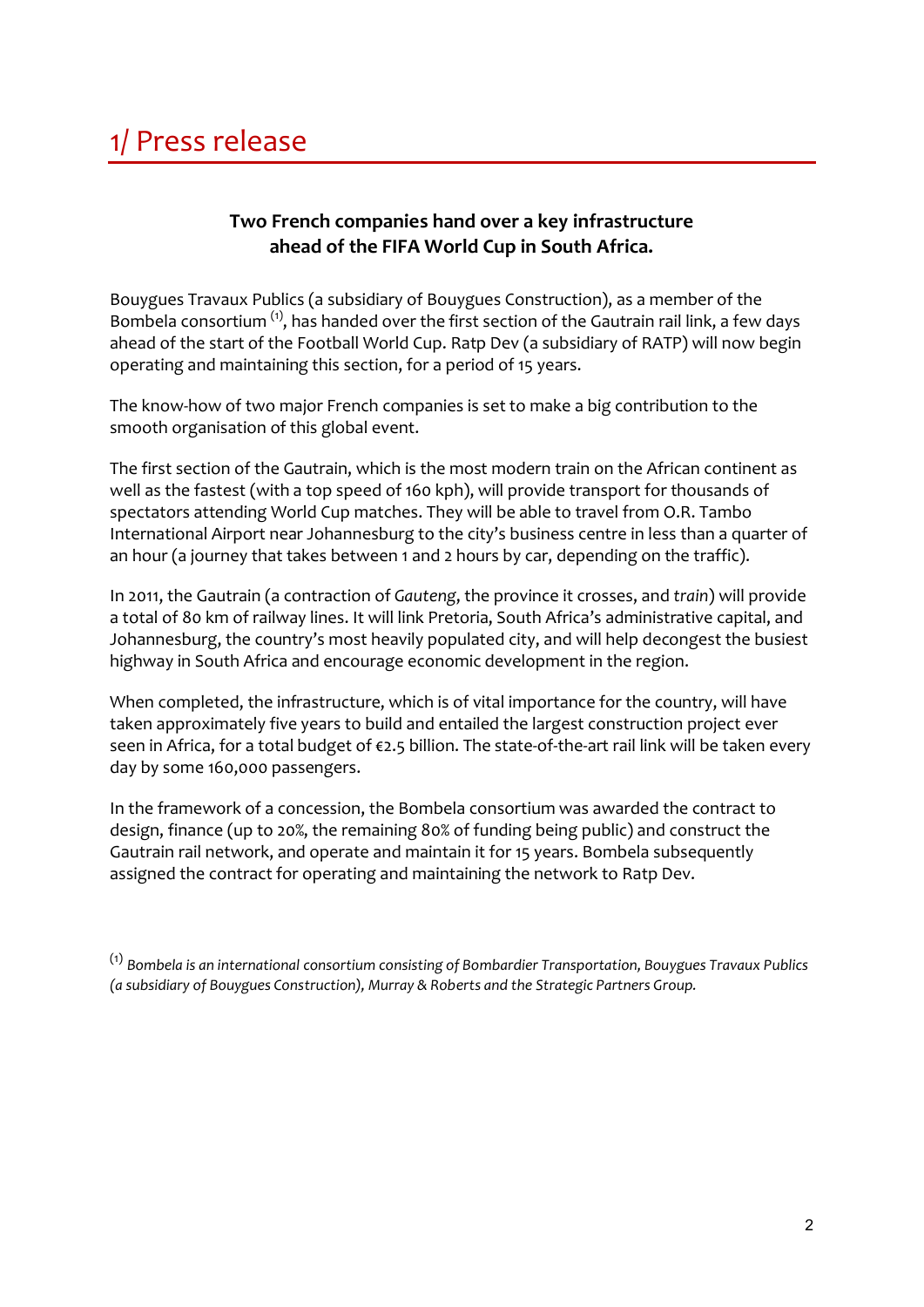# 1/ Press release

**Two French companies hand over a key infrastructure ahead of the FIFA World Cup in South Africa.**

Bouygues Travaux Publics (a subsidiary of Bouygues Construction), as a member of the Bombela consortium [(1)], has handed over the first section of the Gautrain rail link, a few days ahead of the start of the Football World Cup. Ratp Dev (a subsidiary of RATP) will now begin operating and maintaining this section, for a period of 15 years.

The know-how of two major French companies is set to make a big contribution to the smooth organisation of this global event.

The first section of the Gautrain, which is the most modern train on the African continent as well as the fastest (with a top speed of 160 kph), will provide transport for thousands of spectators attending World Cup matches. They will be able to travel from O.R. Tambo International Airport near Johannesburg to the city's business centre in less than a quarter of an hour (a journey that takes between 1 and 2 hours by car, depending on the traffic).

In 2011, the Gautrain (a contraction of *Gauteng*, the province it crosses, and *train*) will provide a total of 80 km of railway lines. It will link Pretoria, South Africa's administrative capital, and Johannesburg, the country's most heavily populated city, and will help decongest the busiest highway in South Africa and encourage economic development in the region.

When completed, the infrastructure, which is of vital importance for the country, will have taken approximately five years to build and entailed the largest construction project ever seen in Africa, for a total budget of €2.5 billion. The state-of-the-art rail link will be taken every day by some 160,000 passengers.

In the framework of a concession, the Bombela consortium was awarded the contract to design, finance (up to 20%, the remaining 80% of funding being public) and construct the Gautrain rail network, and operate and maintain it for 15 years. Bombela subsequently assigned the contract for operating and maintaining the network to Ratp Dev.

[(1)] *Bombela is an international consortium consisting of Bombardier Transportation, Bouygues Travaux Publics (a subsidiary of Bouygues Construction), Murray & Roberts and the Strategic Partners Group.*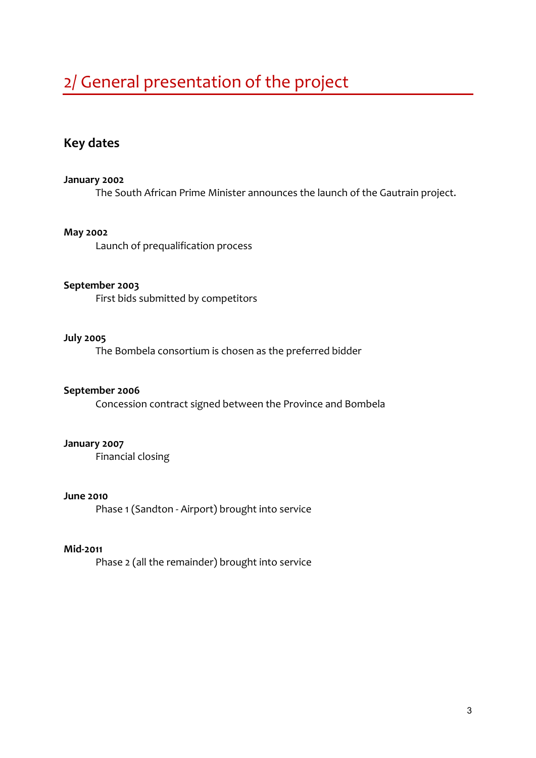# 2/ General presentation of the project

## Key dates

**January 2002**

The South African Prime Minister announces the launch of the Gautrain project.

**May 2002**

Launch of prequalification process

**September 2003**

First bids submitted by competitors

**July 2005**

The Bombela consortium is chosen as the preferred bidder

**September 2006**

Concession contract signed between the Province and Bombela

**January 2007**

Financial closing

**June 2010**

Phase 1 (Sandton - Airport) brought into service

**Mid-2011**

Phase 2 (all the remainder) brought into service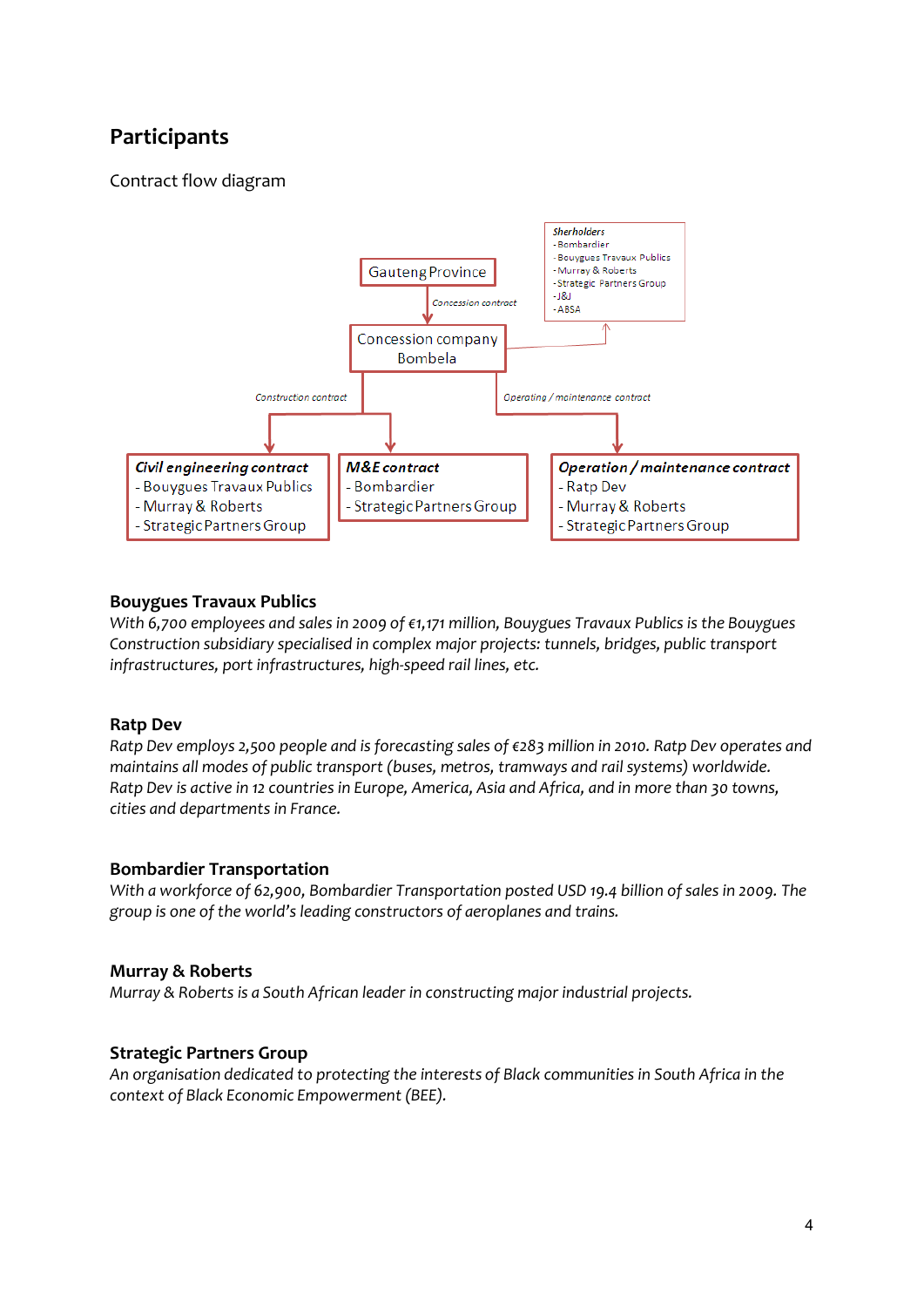## Participants

Contract flow diagram

Gauteng Province

*Concession contract*

Concession company
Bombela

*Sherholders*
- Bombardier
- Bouygues Travaux Publics
- Murray & Roberts
- Strategic Partners Group
- J&J
- ABSA

*Construction contract*

*Operating / maintenance contract*

***Civil engineering contract***
- Bouygues Travaux Publics
- Murray & Roberts
- Strategic Partners Group

***M&E contract***
- Bombardier
- Strategic Partners Group

***Operation / maintenance contract***
- Ratp Dev
- Murray & Roberts
- Strategic Partners Group

### Bouygues Travaux Publics

*With 6,700 employees and sales in 2009 of €1,171 million, Bouygues Travaux Publics is the Bouygues Construction subsidiary specialised in complex major projects: tunnels, bridges, public transport infrastructures, port infrastructures, high-speed rail lines, etc.*

### Ratp Dev

*Ratp Dev employs 2,500 people and is forecasting sales of €283 million in 2010. Ratp Dev operates and maintains all modes of public transport (buses, metros, tramways and rail systems) worldwide. Ratp Dev is active in 12 countries in Europe, America, Asia and Africa, and in more than 30 towns, cities and departments in France.*

### Bombardier Transportation

*With a workforce of 62,900, Bombardier Transportation posted USD 19.4 billion of sales in 2009. The group is one of the world's leading constructors of aeroplanes and trains.*

### Murray & Roberts

*Murray & Roberts is a South African leader in constructing major industrial projects.*

### Strategic Partners Group

*An organisation dedicated to protecting the interests of Black communities in South Africa in the context of Black Economic Empowerment (BEE).*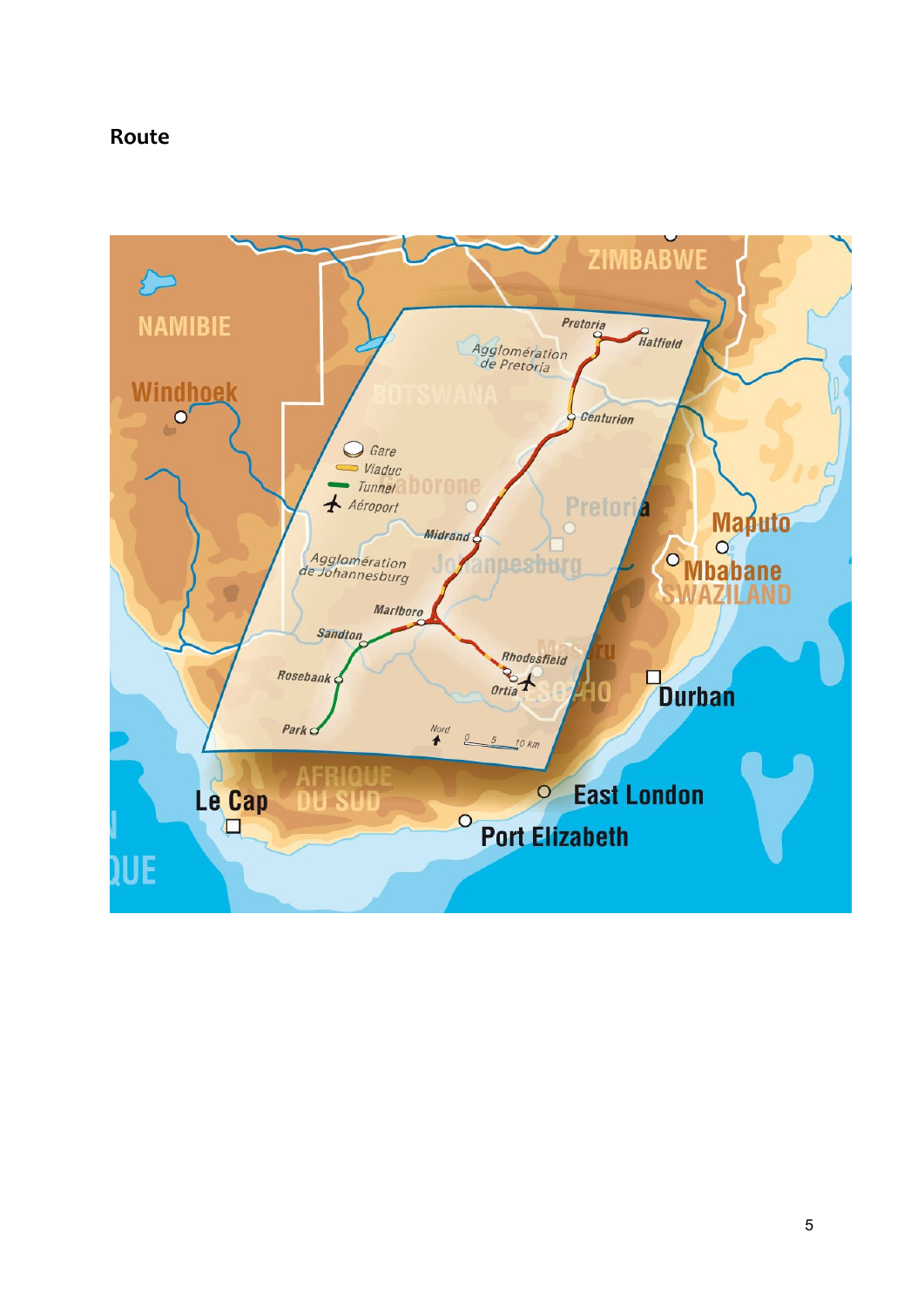# Route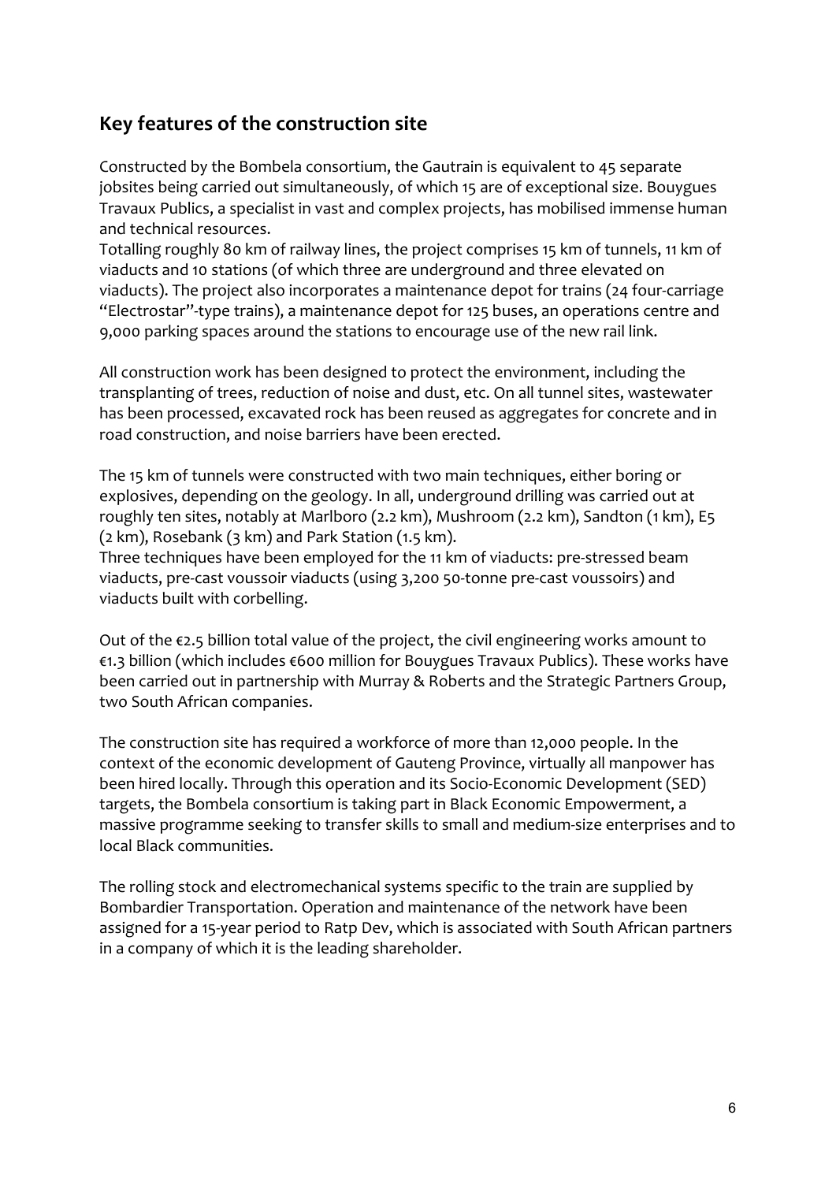## Key features of the construction site

Constructed by the Bombela consortium, the Gautrain is equivalent to 45 separate jobsites being carried out simultaneously, of which 15 are of exceptional size. Bouygues Travaux Publics, a specialist in vast and complex projects, has mobilised immense human and technical resources.

Totalling roughly 80 km of railway lines, the project comprises 15 km of tunnels, 11 km of viaducts and 10 stations (of which three are underground and three elevated on viaducts). The project also incorporates a maintenance depot for trains (24 four-carriage "Electrostar"-type trains), a maintenance depot for 125 buses, an operations centre and 9,000 parking spaces around the stations to encourage use of the new rail link.

All construction work has been designed to protect the environment, including the transplanting of trees, reduction of noise and dust, etc. On all tunnel sites, wastewater has been processed, excavated rock has been reused as aggregates for concrete and in road construction, and noise barriers have been erected.

The 15 km of tunnels were constructed with two main techniques, either boring or explosives, depending on the geology. In all, underground drilling was carried out at roughly ten sites, notably at Marlboro (2.2 km), Mushroom (2.2 km), Sandton (1 km), E5 (2 km), Rosebank (3 km) and Park Station (1.5 km).

Three techniques have been employed for the 11 km of viaducts: pre-stressed beam viaducts, pre-cast voussoir viaducts (using 3,200 50-tonne pre-cast voussoirs) and viaducts built with corbelling.

Out of the €2.5 billion total value of the project, the civil engineering works amount to €1.3 billion (which includes €600 million for Bouygues Travaux Publics). These works have been carried out in partnership with Murray & Roberts and the Strategic Partners Group, two South African companies.

The construction site has required a workforce of more than 12,000 people. In the context of the economic development of Gauteng Province, virtually all manpower has been hired locally. Through this operation and its Socio-Economic Development (SED) targets, the Bombela consortium is taking part in Black Economic Empowerment, a massive programme seeking to transfer skills to small and medium-size enterprises and to local Black communities.

The rolling stock and electromechanical systems specific to the train are supplied by Bombardier Transportation. Operation and maintenance of the network have been assigned for a 15-year period to Ratp Dev, which is associated with South African partners in a company of which it is the leading shareholder.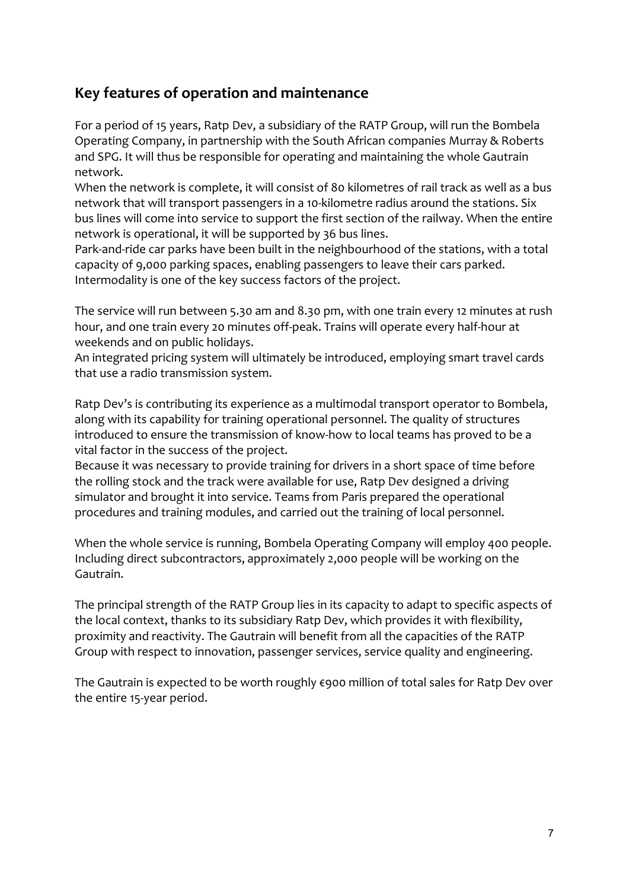## Key features of operation and maintenance

For a period of 15 years, Ratp Dev, a subsidiary of the RATP Group, will run the Bombela Operating Company, in partnership with the South African companies Murray & Roberts and SPG. It will thus be responsible for operating and maintaining the whole Gautrain network.

When the network is complete, it will consist of 80 kilometres of rail track as well as a bus network that will transport passengers in a 10-kilometre radius around the stations. Six bus lines will come into service to support the first section of the railway. When the entire network is operational, it will be supported by 36 bus lines.

Park-and-ride car parks have been built in the neighbourhood of the stations, with a total capacity of 9,000 parking spaces, enabling passengers to leave their cars parked. Intermodality is one of the key success factors of the project.

The service will run between 5.30 am and 8.30 pm, with one train every 12 minutes at rush hour, and one train every 20 minutes off-peak. Trains will operate every half-hour at weekends and on public holidays.

An integrated pricing system will ultimately be introduced, employing smart travel cards that use a radio transmission system.

Ratp Dev's is contributing its experience as a multimodal transport operator to Bombela, along with its capability for training operational personnel. The quality of structures introduced to ensure the transmission of know-how to local teams has proved to be a vital factor in the success of the project.

Because it was necessary to provide training for drivers in a short space of time before the rolling stock and the track were available for use, Ratp Dev designed a driving simulator and brought it into service. Teams from Paris prepared the operational procedures and training modules, and carried out the training of local personnel.

When the whole service is running, Bombela Operating Company will employ 400 people. Including direct subcontractors, approximately 2,000 people will be working on the Gautrain.

The principal strength of the RATP Group lies in its capacity to adapt to specific aspects of the local context, thanks to its subsidiary Ratp Dev, which provides it with flexibility, proximity and reactivity. The Gautrain will benefit from all the capacities of the RATP Group with respect to innovation, passenger services, service quality and engineering.

The Gautrain is expected to be worth roughly €900 million of total sales for Ratp Dev over the entire 15-year period.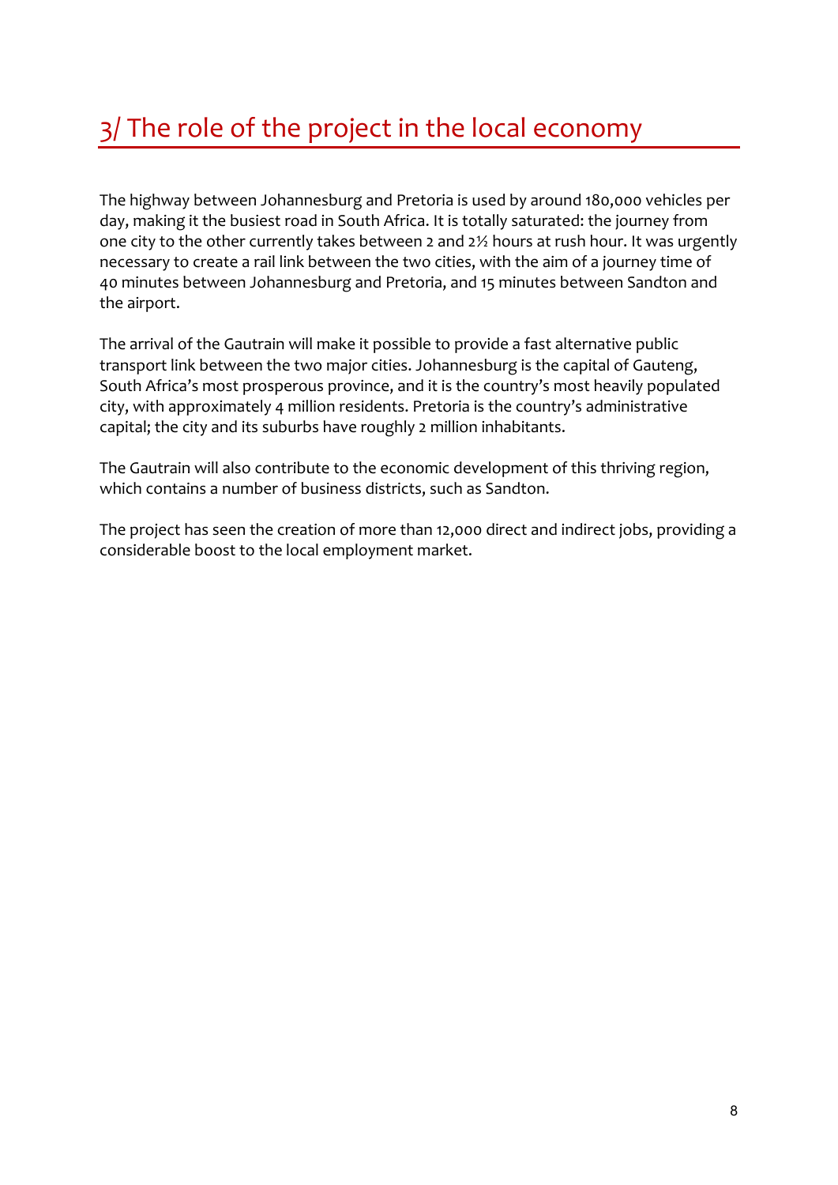# 3/ The role of the project in the local economy

The highway between Johannesburg and Pretoria is used by around 180,000 vehicles per day, making it the busiest road in South Africa. It is totally saturated: the journey from one city to the other currently takes between 2 and 2½ hours at rush hour. It was urgently necessary to create a rail link between the two cities, with the aim of a journey time of 40 minutes between Johannesburg and Pretoria, and 15 minutes between Sandton and the airport.

The arrival of the Gautrain will make it possible to provide a fast alternative public transport link between the two major cities. Johannesburg is the capital of Gauteng, South Africa's most prosperous province, and it is the country's most heavily populated city, with approximately 4 million residents. Pretoria is the country's administrative capital; the city and its suburbs have roughly 2 million inhabitants.

The Gautrain will also contribute to the economic development of this thriving region, which contains a number of business districts, such as Sandton.

The project has seen the creation of more than 12,000 direct and indirect jobs, providing a considerable boost to the local employment market.